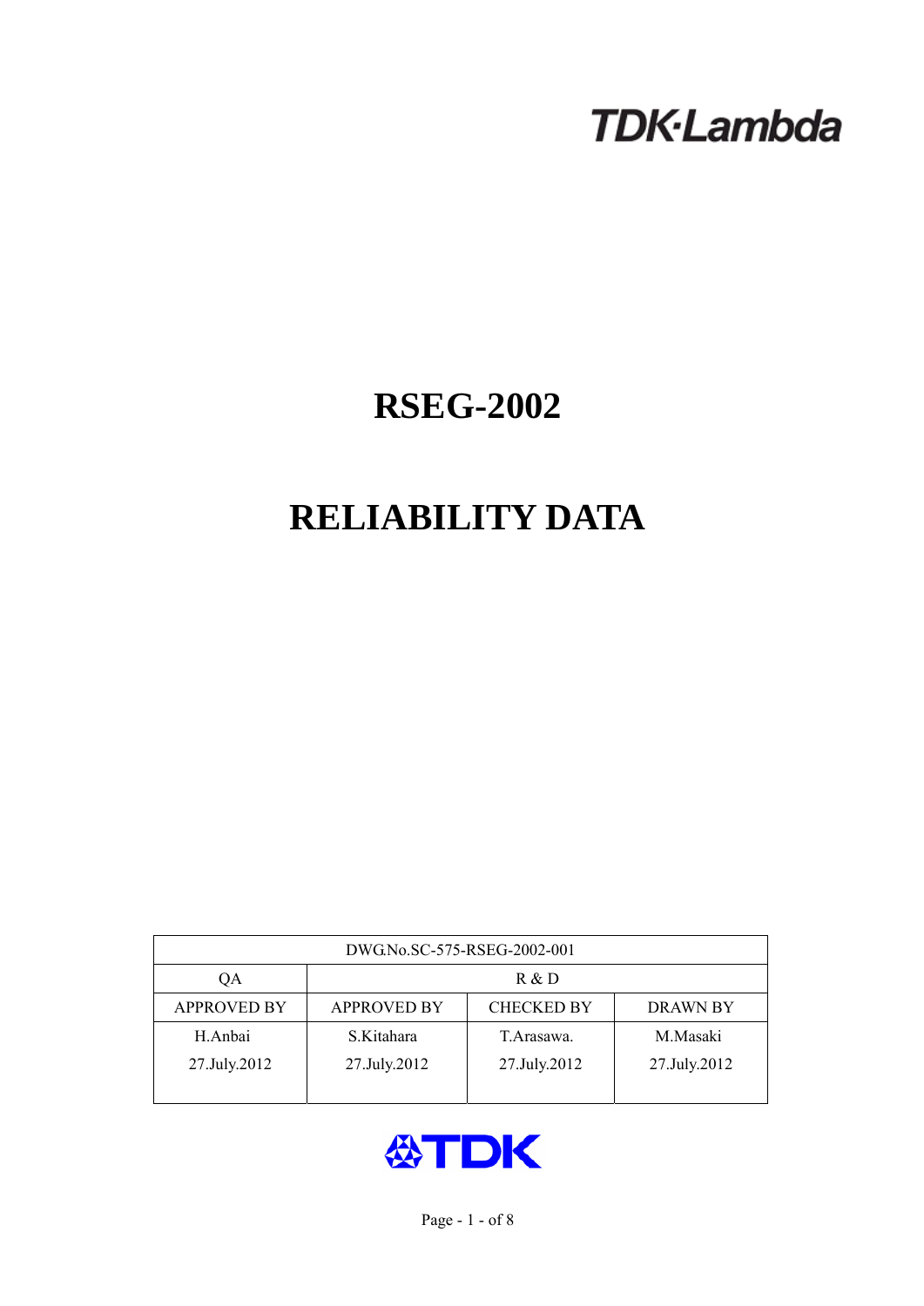TDK·Lambda

# RSEG-2002

# RELIABILITY DATA

| DWG.No.SC-575-RSEG-2002-001 | | | |
|---|---|---|---|
| QA | R & D | | |
| APPROVED BY | APPROVED BY | CHECKED BY | DRAWN BY |
| H.Anbai<br>27.July.2012 | S.Kitahara<br>27.July.2012 | T.Arasawa.<br>27.July.2012 | M.Masaki<br>27.July.2012 |

TDK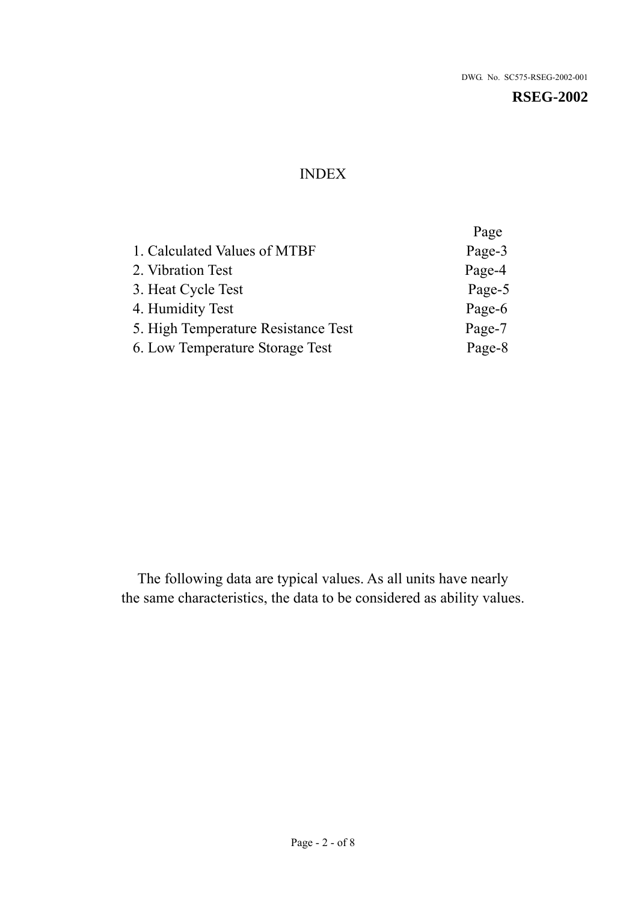DWG. No. SC575-RSEG-2002-001

**RSEG-2002**

# INDEX

| | Page |
|---|---|
| 1. Calculated Values of MTBF | Page-3 |
| 2. Vibration Test | Page-4 |
| 3. Heat Cycle Test | Page-5 |
| 4. Humidity Test | Page-6 |
| 5. High Temperature Resistance Test | Page-7 |
| 6. Low Temperature Storage Test | Page-8 |

The following data are typical values. As all units have nearly the same characteristics, the data to be considered as ability values.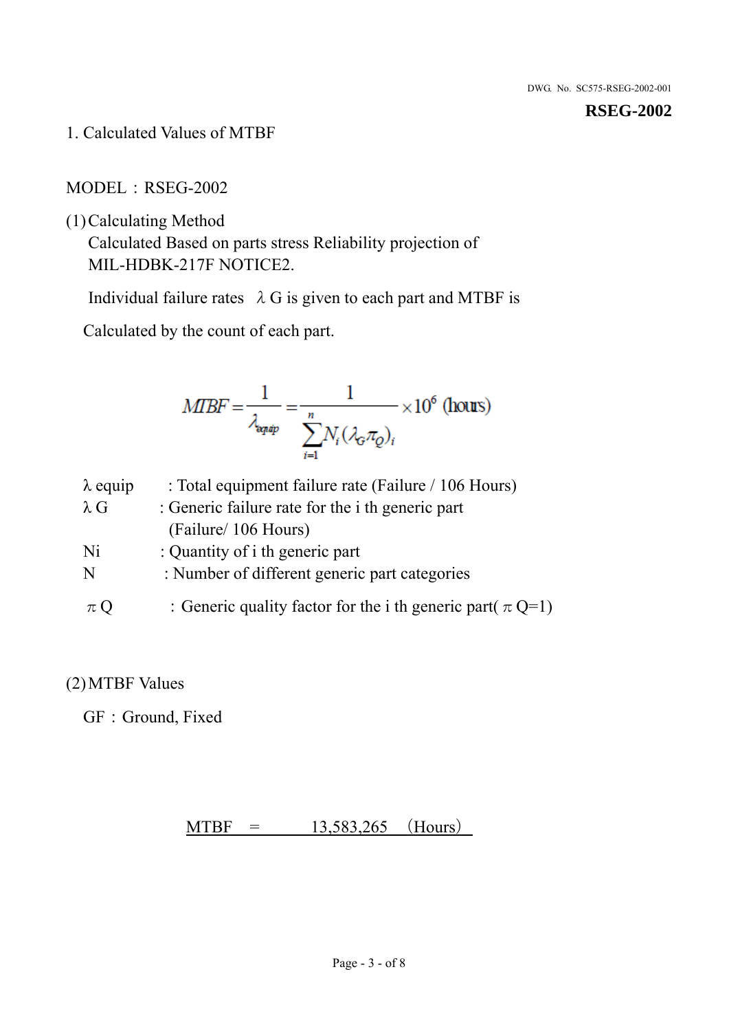## 1. Calculated Values of MTBF

MODEL：RSEG-2002

(1) Calculating Method

Calculated Based on parts stress Reliability projection of MIL-HDBK-217F NOTICE2.

Individual failure rates $\lambda$ G is given to each part and MTBF is

Calculated by the count of each part.

$$MTBF = \frac{1}{\lambda_{equip}} = \frac{1}{\sum_{i=1}^{n} N_i (\lambda_G \pi_Q)_i} \times 10^6 \text{ (hours)}$$

$\lambda$ equip : Total equipment failure rate (Failure / 106 Hours)

$\lambda$ G : Generic failure rate for the i th generic part (Failure/ 106 Hours)

Ni : Quantity of i th generic part

N : Number of different generic part categories

$\pi$ Q ：Generic quality factor for the i th generic part( $\pi$ Q=1)

(2) MTBF Values

GF：Ground, Fixed

MTBF = 13,583,265 （Hours）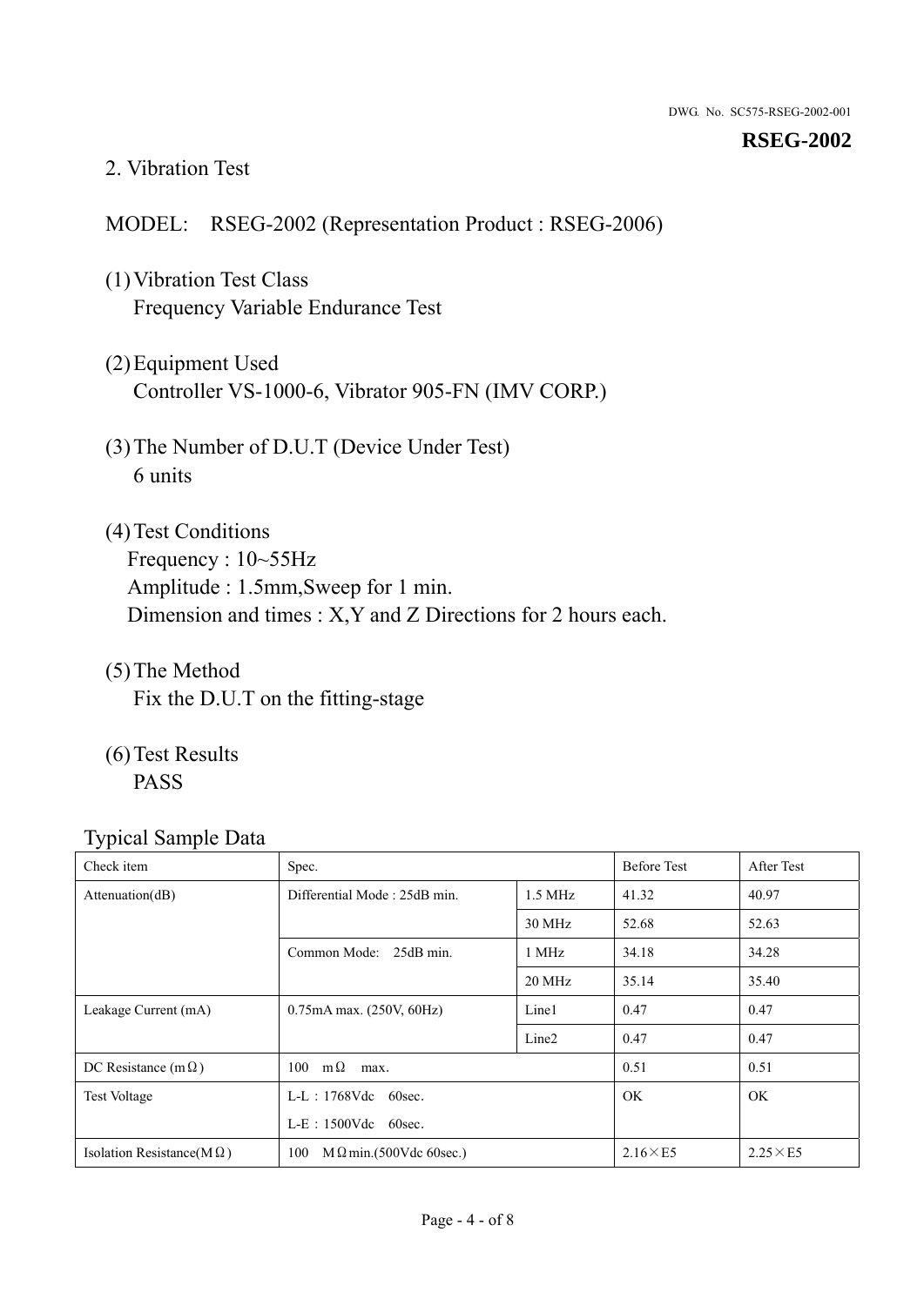DWG. No. SC575-RSEG-2002-001

**RSEG-2002**

## 2. Vibration Test

MODEL: RSEG-2002 (Representation Product : RSEG-2006)

(1) Vibration Test Class
Frequency Variable Endurance Test

(2) Equipment Used
Controller VS-1000-6, Vibrator 905-FN (IMV CORP.)

(3) The Number of D.U.T (Device Under Test)
6 units

(4) Test Conditions
Frequency : 10~55Hz
Amplitude : 1.5mm,Sweep for 1 min.
Dimension and times : X,Y and Z Directions for 2 hours each.

(5) The Method
Fix the D.U.T on the fitting-stage

(6) Test Results
PASS

Typical Sample Data

| Check item | Spec. | | Before Test | After Test |
|---|---|---|---|---|
| Attenuation(dB) | Differential Mode : 25dB min. | 1.5 MHz | 41.32 | 40.97 |
| | | 30 MHz | 52.68 | 52.63 |
| | Common Mode: 25dB min. | 1 MHz | 34.18 | 34.28 |
| | | 20 MHz | 35.14 | 35.40 |
| Leakage Current (mA) | 0.75mA max. (250V, 60Hz) | Line1 | 0.47 | 0.47 |
| | | Line2 | 0.47 | 0.47 |
| DC Resistance (mΩ) | 100 mΩ max. | | 0.51 | 0.51 |
| Test Voltage | L-L：1768Vdc 60sec.<br>L-E：1500Vdc 60sec. | | OK | OK |
| Isolation Resistance(MΩ) | 100 MΩmin.(500Vdc 60sec.) | | 2.16×E5 | 2.25×E5 |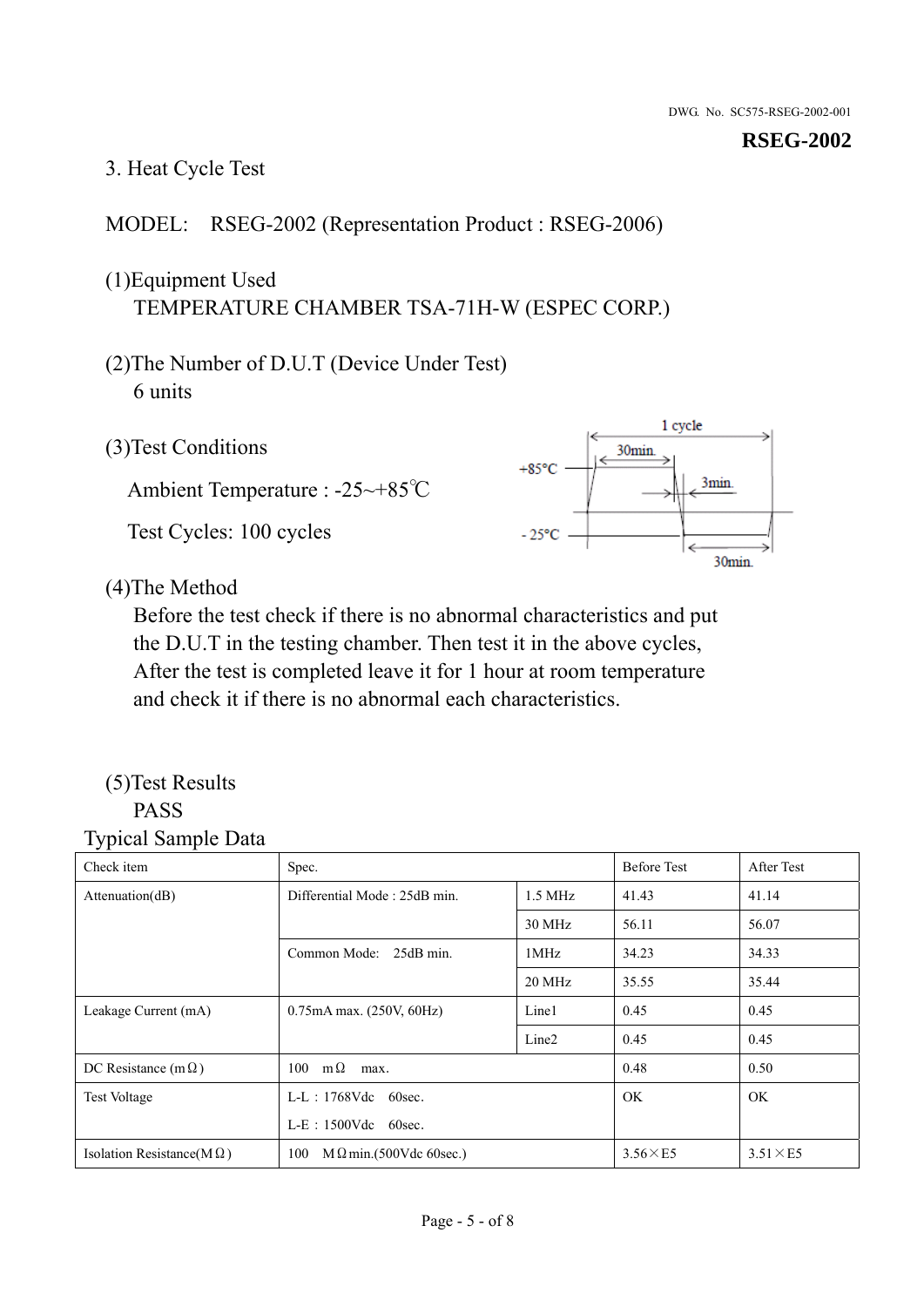DWG. No. SC575-RSEG-2002-001

**RSEG-2002**

## 3. Heat Cycle Test

MODEL: RSEG-2002 (Representation Product : RSEG-2006)

(1)Equipment Used
TEMPERATURE CHAMBER TSA-71H-W (ESPEC CORP.)

(2)The Number of D.U.T (Device Under Test)
6 units

(3)Test Conditions

Ambient Temperature : -25~+85℃

Test Cycles: 100 cycles

1 cycle
+85°C 30min.
3min.
- 25°C 30min.

(4)The Method
Before the test check if there is no abnormal characteristics and put the D.U.T in the testing chamber. Then test it in the above cycles, After the test is completed leave it for 1 hour at room temperature and check it if there is no abnormal each characteristics.

(5)Test Results
PASS

Typical Sample Data

| Check item | Spec. | | Before Test | After Test |
|---|---|---|---|---|
| Attenuation(dB) | Differential Mode : 25dB min. | 1.5 MHz | 41.43 | 41.14 |
| | | 30 MHz | 56.11 | 56.07 |
| | Common Mode: 25dB min. | 1MHz | 34.23 | 34.33 |
| | | 20 MHz | 35.55 | 35.44 |
| Leakage Current (mA) | 0.75mA max. (250V, 60Hz) | Line1 | 0.45 | 0.45 |
| | | Line2 | 0.45 | 0.45 |
| DC Resistance (mΩ) | 100 mΩ max. | | 0.48 | 0.50 |
| Test Voltage | L-L : 1768Vdc 60sec.<br>L-E : 1500Vdc 60sec. | | OK | OK |
| Isolation Resistance(MΩ) | 100 MΩmin.(500Vdc 60sec.) | | 3.56×E5 | 3.51×E5 |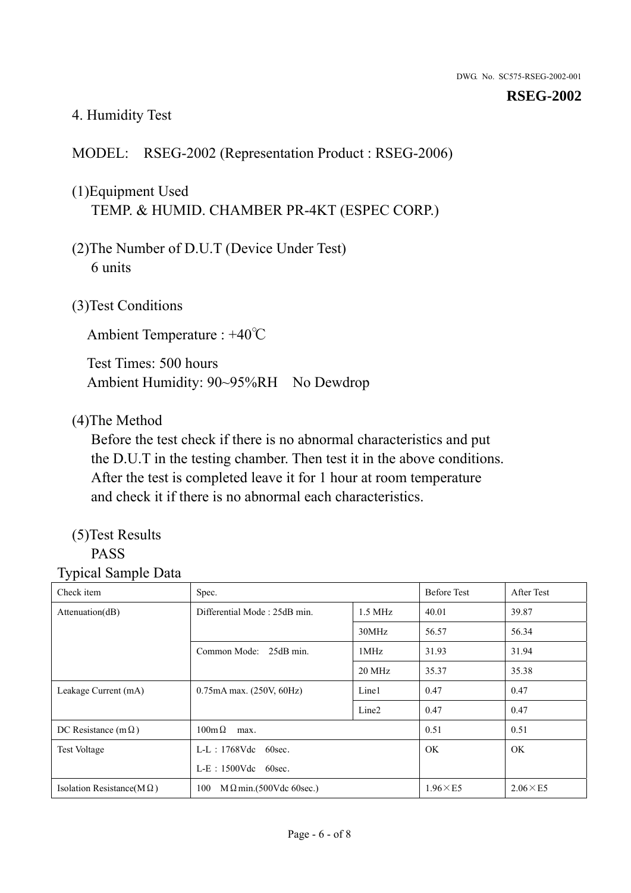DWG. No. SC575-RSEG-2002-001

**RSEG-2002**

## 4. Humidity Test

MODEL: RSEG-2002 (Representation Product : RSEG-2006)

(1)Equipment Used
TEMP. & HUMID. CHAMBER PR-4KT (ESPEC CORP.)

(2)The Number of D.U.T (Device Under Test)
6 units

(3)Test Conditions

Ambient Temperature : +40℃

Test Times: 500 hours
Ambient Humidity: 90~95%RH No Dewdrop

(4)The Method
Before the test check if there is no abnormal characteristics and put the D.U.T in the testing chamber. Then test it in the above conditions. After the test is completed leave it for 1 hour at room temperature and check it if there is no abnormal each characteristics.

(5)Test Results
PASS

Typical Sample Data

| Check item | Spec. | | Before Test | After Test |
|---|---|---|---|---|
| Attenuation(dB) | Differential Mode : 25dB min. | 1.5 MHz | 40.01 | 39.87 |
| | | 30MHz | 56.57 | 56.34 |
| | Common Mode: 25dB min. | 1MHz | 31.93 | 31.94 |
| | | 20 MHz | 35.37 | 35.38 |
| Leakage Current (mA) | 0.75mA max. (250V, 60Hz) | Line1 | 0.47 | 0.47 |
| | | Line2 | 0.47 | 0.47 |
| DC Resistance (mΩ) | 100mΩ max. | | 0.51 | 0.51 |
| Test Voltage | L-L：1768Vdc 60sec.<br>L-E：1500Vdc 60sec. | | OK | OK |
| Isolation Resistance(MΩ) | 100 MΩmin.(500Vdc 60sec.) | | 1.96×E5 | 2.06×E5 |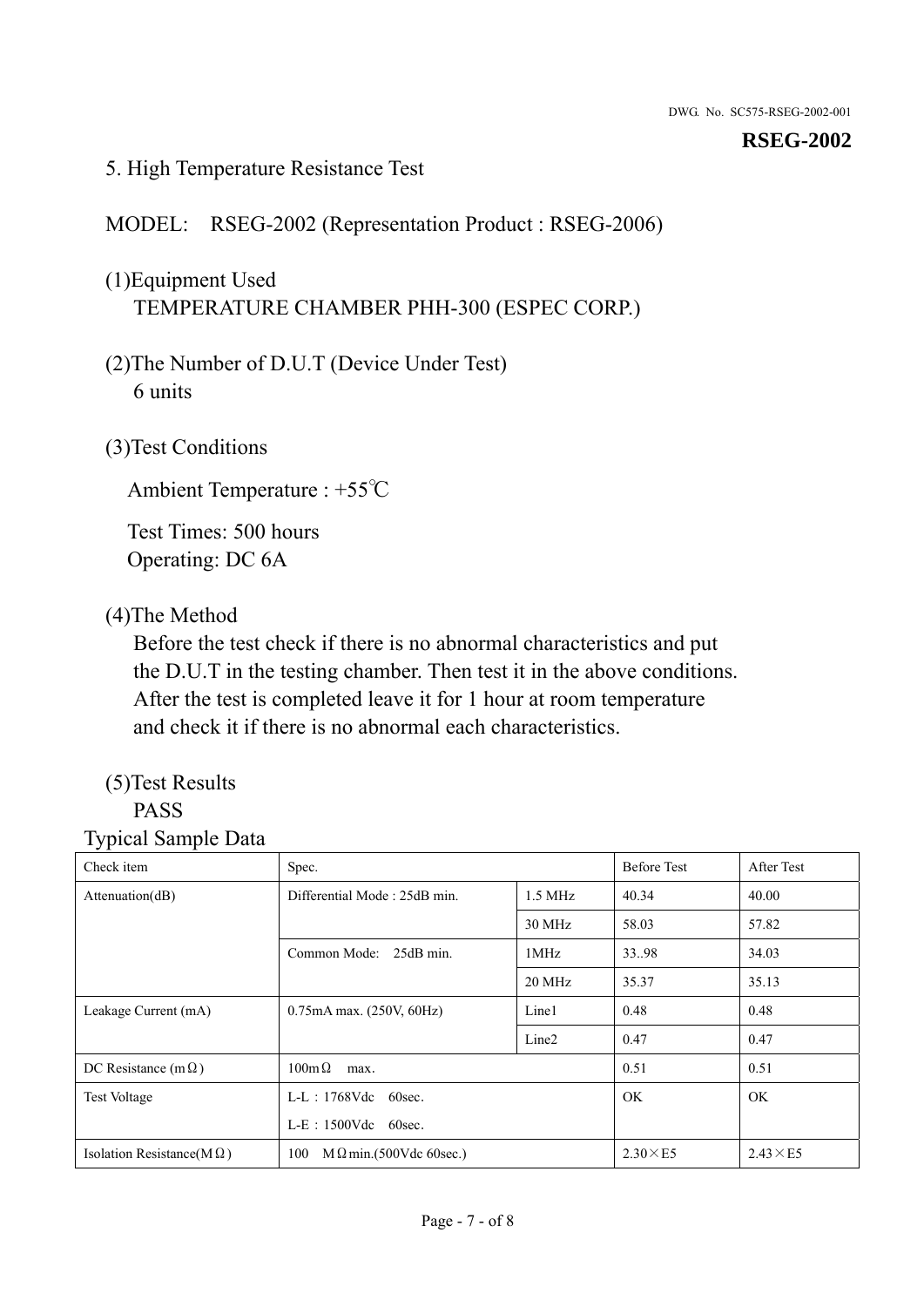## 5. High Temperature Resistance Test

MODEL: RSEG-2002 (Representation Product : RSEG-2006)

(1)Equipment Used
TEMPERATURE CHAMBER PHH-300 (ESPEC CORP.)

(2)The Number of D.U.T (Device Under Test)
6 units

(3)Test Conditions

Ambient Temperature : +55℃

Test Times: 500 hours
Operating: DC 6A

(4)The Method
Before the test check if there is no abnormal characteristics and put the D.U.T in the testing chamber. Then test it in the above conditions. After the test is completed leave it for 1 hour at room temperature and check it if there is no abnormal each characteristics.

(5)Test Results
PASS

Typical Sample Data

| Check item | Spec. | | Before Test | After Test |
|---|---|---|---|---|
| Attenuation(dB) | Differential Mode : 25dB min. | 1.5 MHz | 40.34 | 40.00 |
| | | 30 MHz | 58.03 | 57.82 |
| | Common Mode: 25dB min. | 1MHz | 33..98 | 34.03 |
| | | 20 MHz | 35.37 | 35.13 |
| Leakage Current (mA) | 0.75mA max. (250V, 60Hz) | Line1 | 0.48 | 0.48 |
| | | Line2 | 0.47 | 0.47 |
| DC Resistance (mΩ) | 100mΩ max. | | 0.51 | 0.51 |
| Test Voltage | L-L：1768Vdc 60sec.<br>L-E：1500Vdc 60sec. | | OK | OK |
| Isolation Resistance(MΩ) | 100 MΩmin.(500Vdc 60sec.) | | 2.30×E5 | 2.43×E5 |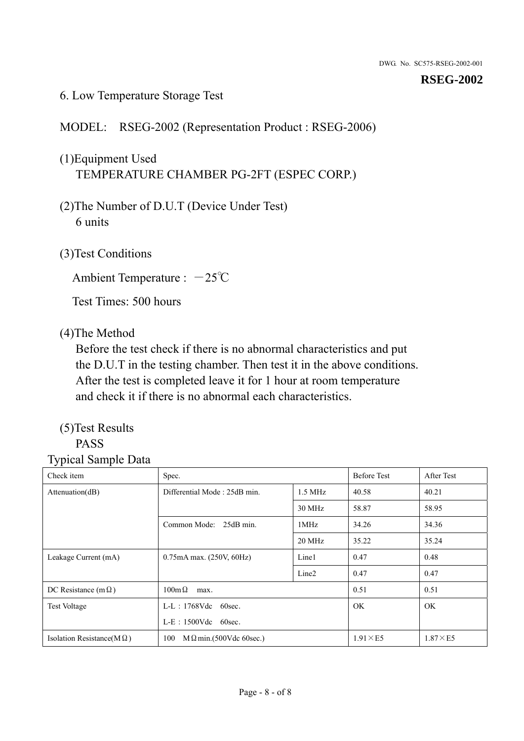DWG. No. SC575-RSEG-2002-001

**RSEG-2002**

## 6. Low Temperature Storage Test

MODEL:　RSEG-2002 (Representation Product : RSEG-2006)

(1)Equipment Used
TEMPERATURE CHAMBER PG-2FT (ESPEC CORP.)

(2)The Number of D.U.T (Device Under Test)
6 units

(3)Test Conditions

Ambient Temperature : －25℃

Test Times: 500 hours

(4)The Method
Before the test check if there is no abnormal characteristics and put the D.U.T in the testing chamber. Then test it in the above conditions. After the test is completed leave it for 1 hour at room temperature and check it if there is no abnormal each characteristics.

(5)Test Results
PASS

Typical Sample Data

| Check item | Spec. | | Before Test | After Test |
|---|---|---|---|---|
| Attenuation(dB) | Differential Mode : 25dB min. | 1.5 MHz | 40.58 | 40.21 |
| | | 30 MHz | 58.87 | 58.95 |
| | Common Mode:　25dB min. | 1MHz | 34.26 | 34.36 |
| | | 20 MHz | 35.22 | 35.24 |
| Leakage Current (mA) | 0.75mA max. (250V, 60Hz) | Line1 | 0.47 | 0.48 |
| | | Line2 | 0.47 | 0.47 |
| DC Resistance (mΩ) | 100mΩ　max. | | 0.51 | 0.51 |
| Test Voltage | L-L：1768Vdc　60sec.<br>L-E：1500Vdc　60sec. | | OK | OK |
| Isolation Resistance(MΩ) | 100　MΩmin.(500Vdc 60sec.) | | 1.91×E5 | 1.87×E5 |